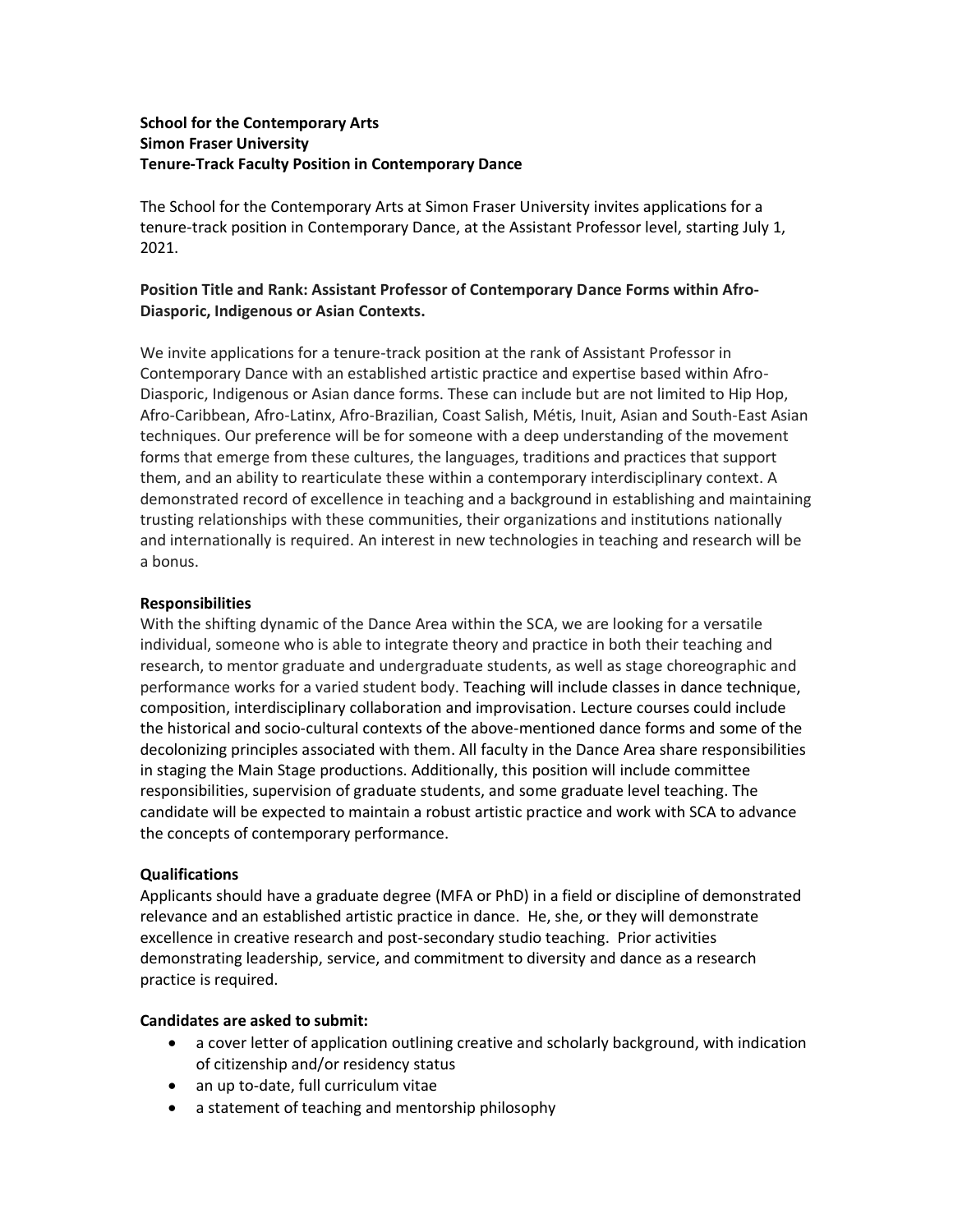**School for the Contemporary Arts**
**Simon Fraser University**
**Tenure-Track Faculty Position in Contemporary Dance**

The School for the Contemporary Arts at Simon Fraser University invites applications for a tenure-track position in Contemporary Dance, at the Assistant Professor level, starting July 1, 2021.

**Position Title and Rank: Assistant Professor of Contemporary Dance Forms within Afro-Diasporic, Indigenous or Asian Contexts.**

We invite applications for a tenure-track position at the rank of Assistant Professor in Contemporary Dance with an established artistic practice and expertise based within Afro-Diasporic, Indigenous or Asian dance forms. These can include but are not limited to Hip Hop, Afro-Caribbean, Afro-Latinx, Afro-Brazilian, Coast Salish, Métis, Inuit, Asian and South-East Asian techniques. Our preference will be for someone with a deep understanding of the movement forms that emerge from these cultures, the languages, traditions and practices that support them, and an ability to rearticulate these within a contemporary interdisciplinary context. A demonstrated record of excellence in teaching and a background in establishing and maintaining trusting relationships with these communities, their organizations and institutions nationally and internationally is required. An interest in new technologies in teaching and research will be a bonus.

**Responsibilities**

With the shifting dynamic of the Dance Area within the SCA, we are looking for a versatile individual, someone who is able to integrate theory and practice in both their teaching and research, to mentor graduate and undergraduate students, as well as stage choreographic and performance works for a varied student body. Teaching will include classes in dance technique, composition, interdisciplinary collaboration and improvisation. Lecture courses could include the historical and socio-cultural contexts of the above-mentioned dance forms and some of the decolonizing principles associated with them. All faculty in the Dance Area share responsibilities in staging the Main Stage productions. Additionally, this position will include committee responsibilities, supervision of graduate students, and some graduate level teaching. The candidate will be expected to maintain a robust artistic practice and work with SCA to advance the concepts of contemporary performance.

**Qualifications**

Applicants should have a graduate degree (MFA or PhD) in a field or discipline of demonstrated relevance and an established artistic practice in dance. He, she, or they will demonstrate excellence in creative research and post-secondary studio teaching. Prior activities demonstrating leadership, service, and commitment to diversity and dance as a research practice is required.

**Candidates are asked to submit:**

- a cover letter of application outlining creative and scholarly background, with indication of citizenship and/or residency status
- an up to-date, full curriculum vitae
- a statement of teaching and mentorship philosophy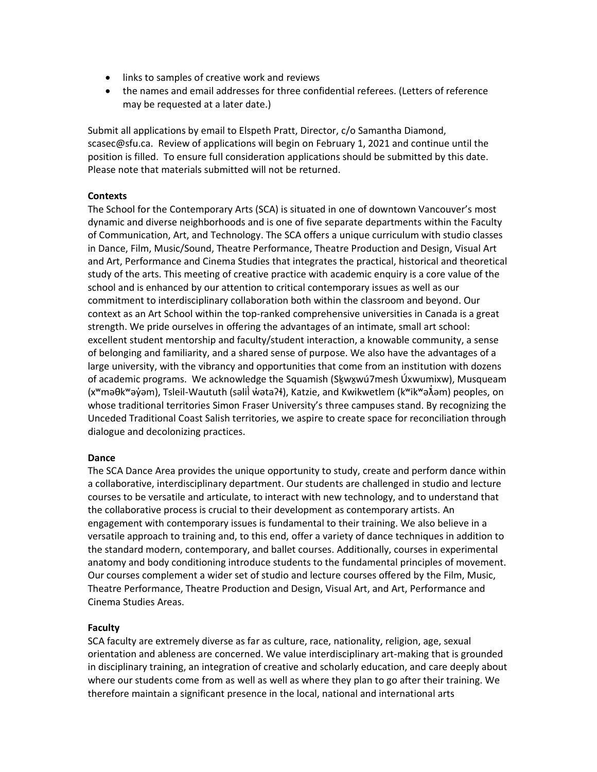- links to samples of creative work and reviews
- the names and email addresses for three confidential referees. (Letters of reference may be requested at a later date.)

Submit all applications by email to Elspeth Pratt, Director, c/o Samantha Diamond, scasec@sfu.ca. Review of applications will begin on February 1, 2021 and continue until the position is filled. To ensure full consideration applications should be submitted by this date. Please note that materials submitted will not be returned.

**Contexts**

The School for the Contemporary Arts (SCA) is situated in one of downtown Vancouver's most dynamic and diverse neighborhoods and is one of five separate departments within the Faculty of Communication, Art, and Technology. The SCA offers a unique curriculum with studio classes in Dance, Film, Music/Sound, Theatre Performance, Theatre Production and Design, Visual Art and Art, Performance and Cinema Studies that integrates the practical, historical and theoretical study of the arts. This meeting of creative practice with academic enquiry is a core value of the school and is enhanced by our attention to critical contemporary issues as well as our commitment to interdisciplinary collaboration both within the classroom and beyond. Our context as an Art School within the top-ranked comprehensive universities in Canada is a great strength. We pride ourselves in offering the advantages of an intimate, small art school: excellent student mentorship and faculty/student interaction, a knowable community, a sense of belonging and familiarity, and a shared sense of purpose. We also have the advantages of a large university, with the vibrancy and opportunities that come from an institution with dozens of academic programs. We acknowledge the Squamish (Sḵwx̱wú7mesh Úxwumixw), Musqueam (xʷməθkʷəy̓əm), Tsleil-Waututh (səlilw̓ətaʔɬ), Katzie, and Kwikwetlem (kʷikʷəƛ̓əm) peoples, on whose traditional territories Simon Fraser University's three campuses stand. By recognizing the Unceded Traditional Coast Salish territories, we aspire to create space for reconciliation through dialogue and decolonizing practices.

**Dance**

The SCA Dance Area provides the unique opportunity to study, create and perform dance within a collaborative, interdisciplinary department. Our students are challenged in studio and lecture courses to be versatile and articulate, to interact with new technology, and to understand that the collaborative process is crucial to their development as contemporary artists. An engagement with contemporary issues is fundamental to their training. We also believe in a versatile approach to training and, to this end, offer a variety of dance techniques in addition to the standard modern, contemporary, and ballet courses. Additionally, courses in experimental anatomy and body conditioning introduce students to the fundamental principles of movement. Our courses complement a wider set of studio and lecture courses offered by the Film, Music, Theatre Performance, Theatre Production and Design, Visual Art, and Art, Performance and Cinema Studies Areas.

**Faculty**

SCA faculty are extremely diverse as far as culture, race, nationality, religion, age, sexual orientation and ableness are concerned. We value interdisciplinary art-making that is grounded in disciplinary training, an integration of creative and scholarly education, and care deeply about where our students come from as well as well as where they plan to go after their training. We therefore maintain a significant presence in the local, national and international arts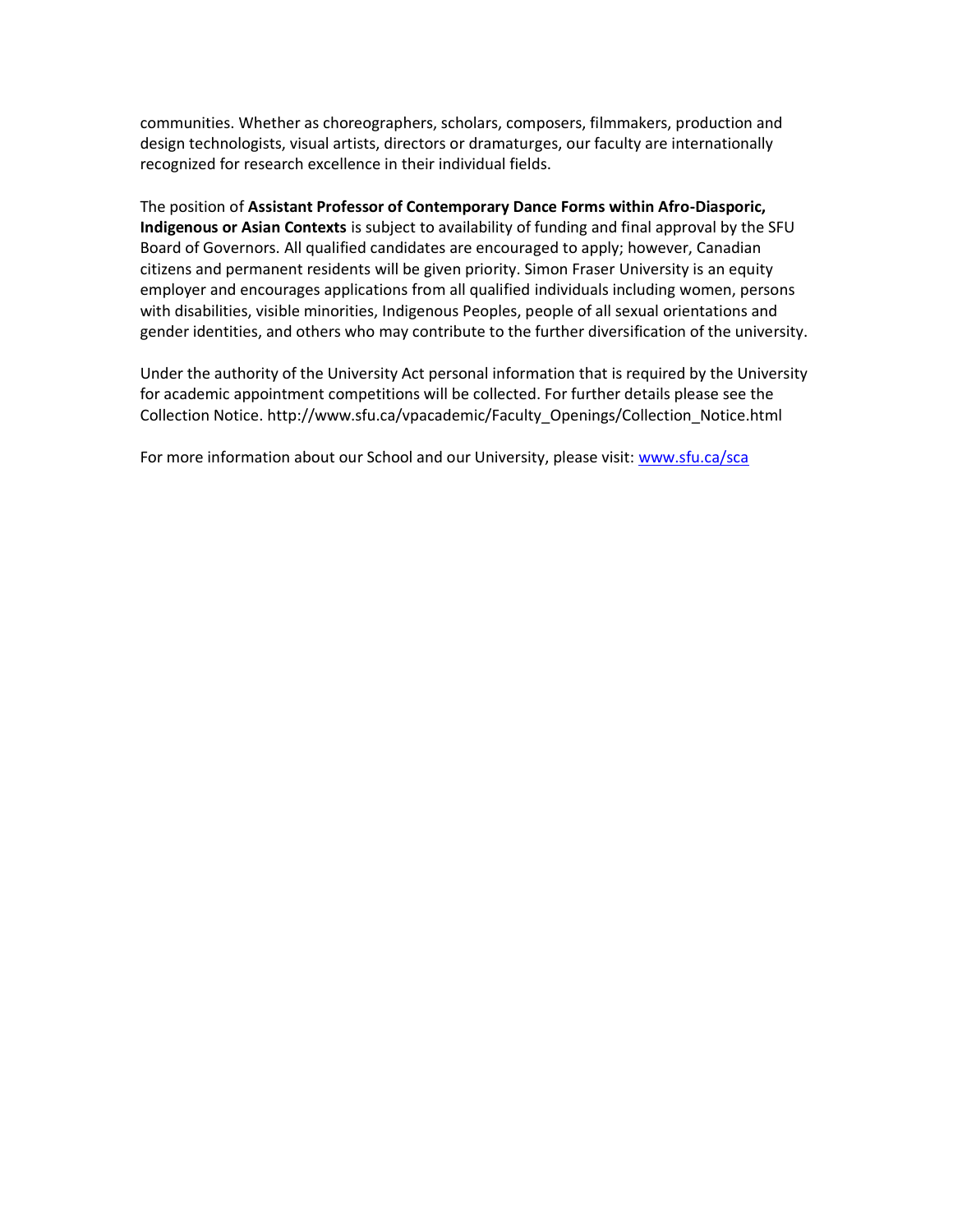communities. Whether as choreographers, scholars, composers, filmmakers, production and design technologists, visual artists, directors or dramaturges, our faculty are internationally recognized for research excellence in their individual fields.

The position of **Assistant Professor of Contemporary Dance Forms within Afro-Diasporic, Indigenous or Asian Contexts** is subject to availability of funding and final approval by the SFU Board of Governors. All qualified candidates are encouraged to apply; however, Canadian citizens and permanent residents will be given priority. Simon Fraser University is an equity employer and encourages applications from all qualified individuals including women, persons with disabilities, visible minorities, Indigenous Peoples, people of all sexual orientations and gender identities, and others who may contribute to the further diversification of the university.

Under the authority of the University Act personal information that is required by the University for academic appointment competitions will be collected. For further details please see the Collection Notice. http://www.sfu.ca/vpacademic/Faculty_Openings/Collection_Notice.html

For more information about our School and our University, please visit: [www.sfu.ca/sca](http://www.sfu.ca/sca)